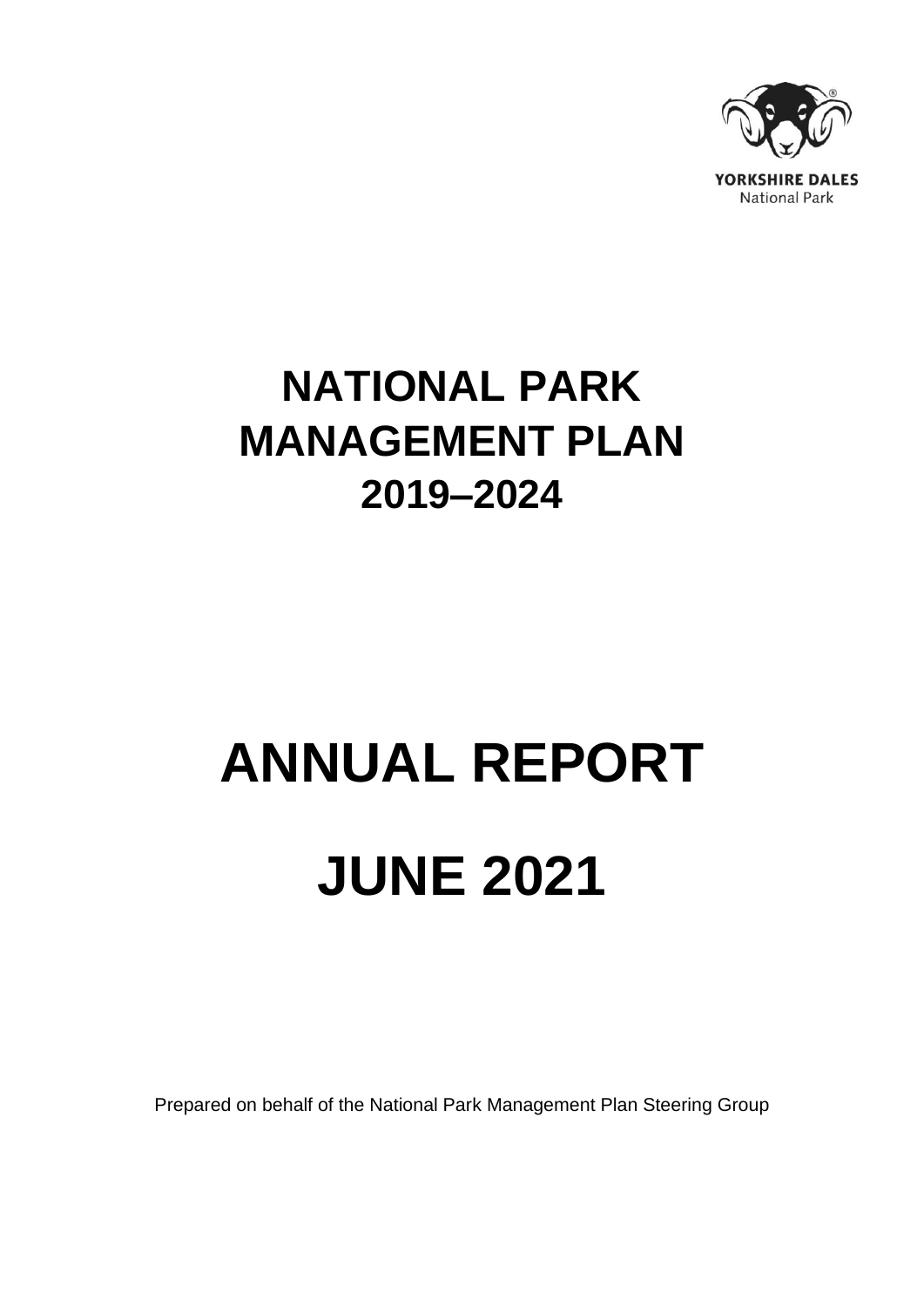YORKSHIRE DALES
National Park

# NATIONAL PARK MANAGEMENT PLAN 2019–2024

# ANNUAL REPORT

# JUNE 2021

Prepared on behalf of the National Park Management Plan Steering Group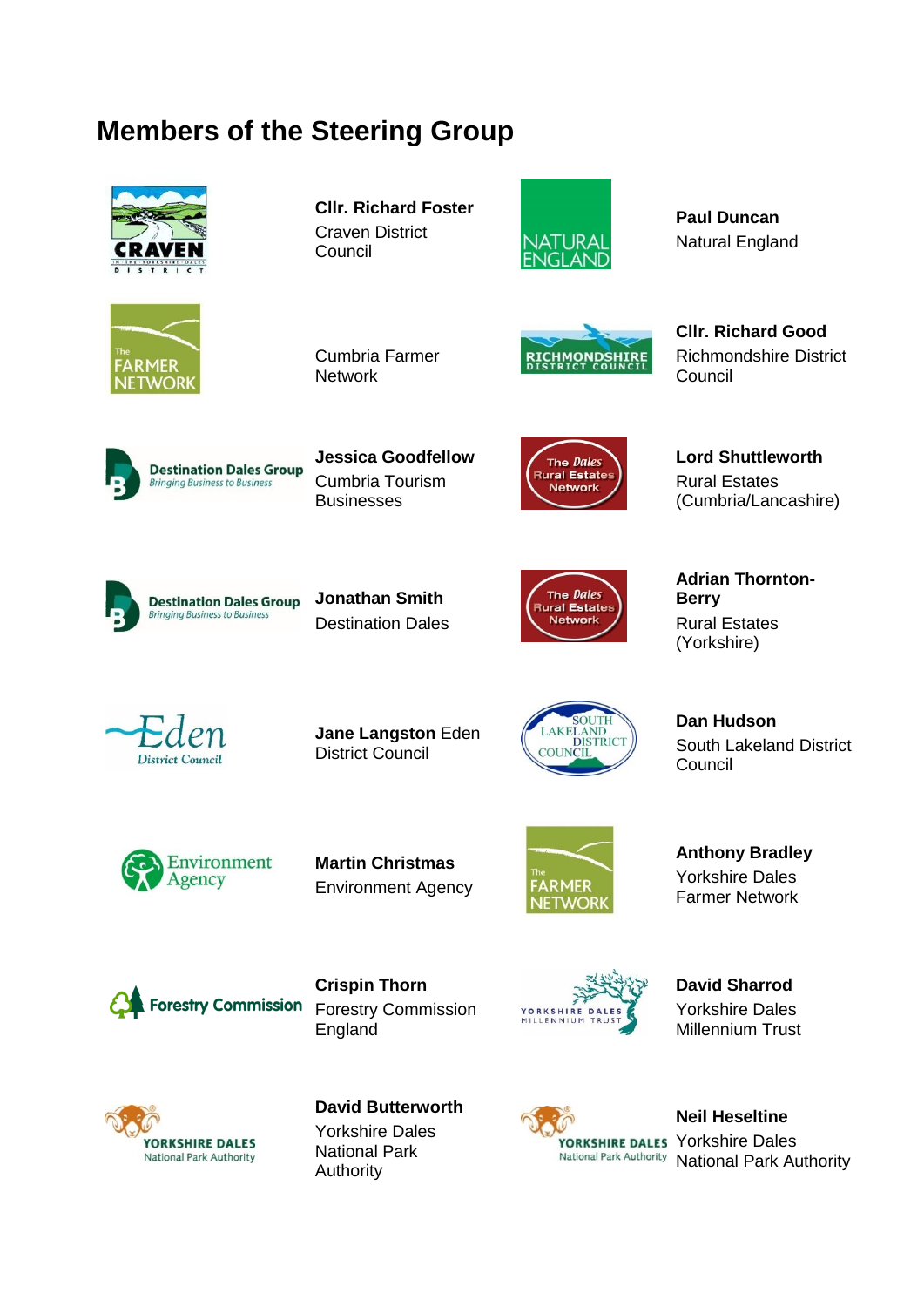# Members of the Steering Group

**Cllr. Richard Foster**
Craven District Council

**Paul Duncan**
Natural England

Cumbria Farmer Network

**Cllr. Richard Good**
Richmondshire District Council

**Jessica Goodfellow**
Cumbria Tourism Businesses

**Lord Shuttleworth**
Rural Estates (Cumbria/Lancashire)

**Jonathan Smith**
Destination Dales

**Adrian Thornton-Berry**
Rural Estates (Yorkshire)

**Jane Langston** Eden District Council

**Dan Hudson**
South Lakeland District Council

**Martin Christmas**
Environment Agency

**Anthony Bradley**
Yorkshire Dales Farmer Network

**Crispin Thorn**
Forestry Commission England

**David Sharrod**
Yorkshire Dales Millennium Trust

**David Butterworth**
Yorkshire Dales National Park Authority

**Neil Heseltine**
Yorkshire Dales National Park Authority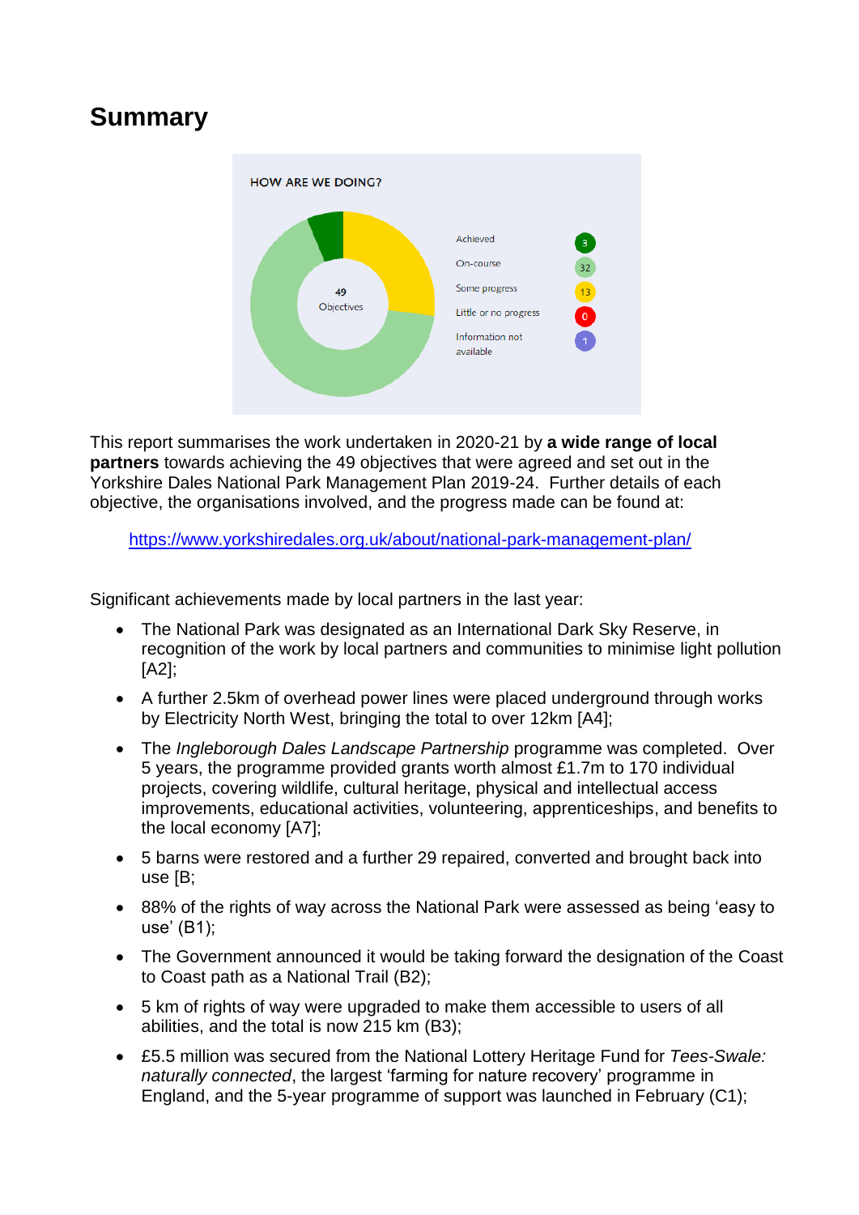# Summary

HOW ARE WE DOING?

49 Objectives

| Status | Count |
|---|---|
| Achieved | 3 |
| On-course | 32 |
| Some progress | 13 |
| Little or no progress | 0 |
| Information not available | 1 |

This report summarises the work undertaken in 2020-21 by **a wide range of local partners** towards achieving the 49 objectives that were agreed and set out in the Yorkshire Dales National Park Management Plan 2019-24. Further details of each objective, the organisations involved, and the progress made can be found at:

https://www.yorkshiredales.org.uk/about/national-park-management-plan/

Significant achievements made by local partners in the last year:

- The National Park was designated as an International Dark Sky Reserve, in recognition of the work by local partners and communities to minimise light pollution [A2];
- A further 2.5km of overhead power lines were placed underground through works by Electricity North West, bringing the total to over 12km [A4];
- The *Ingleborough Dales Landscape Partnership* programme was completed. Over 5 years, the programme provided grants worth almost £1.7m to 170 individual projects, covering wildlife, cultural heritage, physical and intellectual access improvements, educational activities, volunteering, apprenticeships, and benefits to the local economy [A7];
- 5 barns were restored and a further 29 repaired, converted and brought back into use [B;
- 88% of the rights of way across the National Park were assessed as being 'easy to use' (B1);
- The Government announced it would be taking forward the designation of the Coast to Coast path as a National Trail (B2);
- 5 km of rights of way were upgraded to make them accessible to users of all abilities, and the total is now 215 km (B3);
- £5.5 million was secured from the National Lottery Heritage Fund for *Tees-Swale: naturally connected*, the largest 'farming for nature recovery' programme in England, and the 5-year programme of support was launched in February (C1);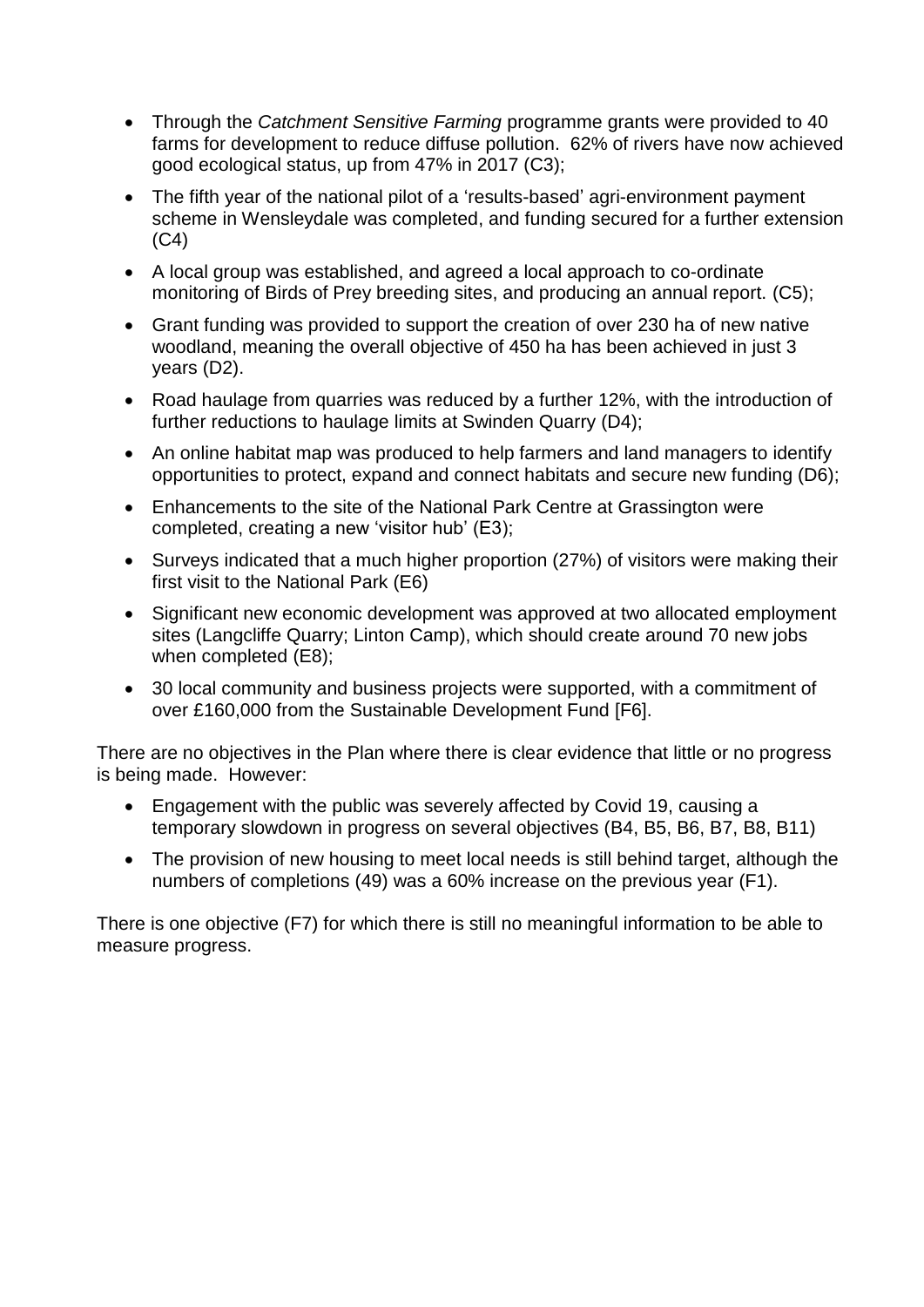- Through the *Catchment Sensitive Farming* programme grants were provided to 40 farms for development to reduce diffuse pollution. 62% of rivers have now achieved good ecological status, up from 47% in 2017 (C3);
- The fifth year of the national pilot of a 'results-based' agri-environment payment scheme in Wensleydale was completed, and funding secured for a further extension (C4)
- A local group was established, and agreed a local approach to co-ordinate monitoring of Birds of Prey breeding sites, and producing an annual report. (C5);
- Grant funding was provided to support the creation of over 230 ha of new native woodland, meaning the overall objective of 450 ha has been achieved in just 3 years (D2).
- Road haulage from quarries was reduced by a further 12%, with the introduction of further reductions to haulage limits at Swinden Quarry (D4);
- An online habitat map was produced to help farmers and land managers to identify opportunities to protect, expand and connect habitats and secure new funding (D6);
- Enhancements to the site of the National Park Centre at Grassington were completed, creating a new 'visitor hub' (E3);
- Surveys indicated that a much higher proportion (27%) of visitors were making their first visit to the National Park (E6)
- Significant new economic development was approved at two allocated employment sites (Langcliffe Quarry; Linton Camp), which should create around 70 new jobs when completed (E8);
- 30 local community and business projects were supported, with a commitment of over £160,000 from the Sustainable Development Fund [F6].

There are no objectives in the Plan where there is clear evidence that little or no progress is being made. However:

- Engagement with the public was severely affected by Covid 19, causing a temporary slowdown in progress on several objectives (B4, B5, B6, B7, B8, B11)
- The provision of new housing to meet local needs is still behind target, although the numbers of completions (49) was a 60% increase on the previous year (F1).

There is one objective (F7) for which there is still no meaningful information to be able to measure progress.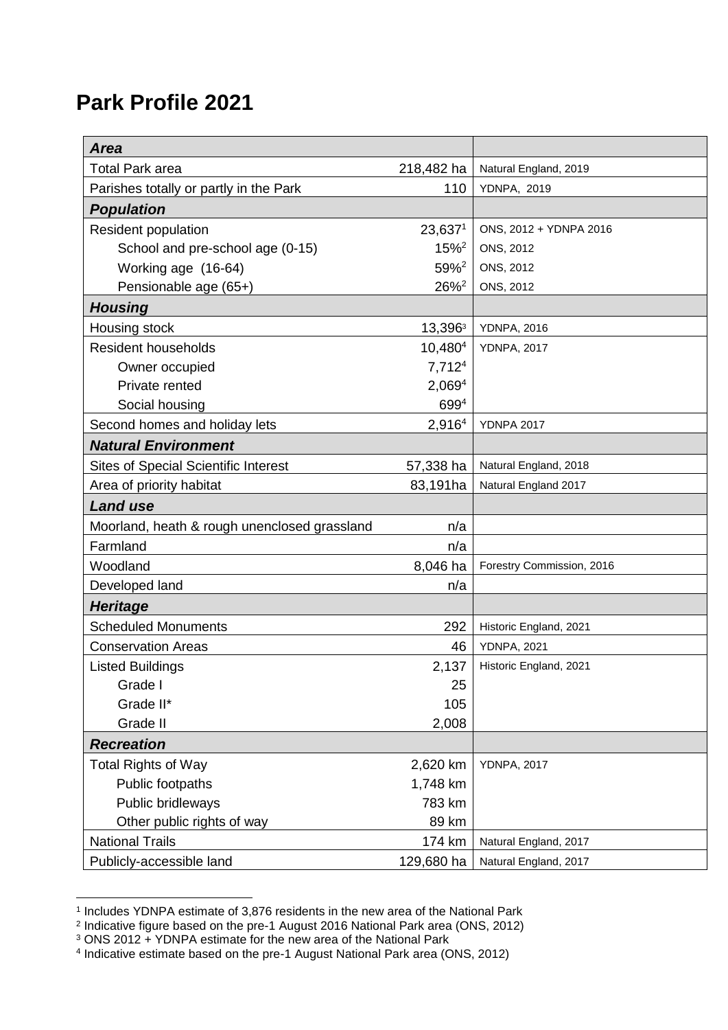# Park Profile 2021

| | | |
|---|---|---|
| ***Area*** | | |
| Total Park area | 218,482 ha | Natural England, 2019 |
| Parishes totally or partly in the Park | 110 | YDNPA, 2019 |
| ***Population*** | | |
| Resident population | 23,637[1] | ONS, 2012 + YDNPA 2016 |
| School and pre-school age (0-15) | 15%[2] | ONS, 2012 |
| Working age (16-64) | 59%[2] | ONS, 2012 |
| Pensionable age (65+) | 26%[2] | ONS, 2012 |
| ***Housing*** | | |
| Housing stock | 13,396[3] | YDNPA, 2016 |
| Resident households | 10,480[4] | YDNPA, 2017 |
| Owner occupied | 7,712[4] | |
| Private rented | 2,069[4] | |
| Social housing | 699[4] | |
| Second homes and holiday lets | 2,916[4] | YDNPA 2017 |
| ***Natural Environment*** | | |
| Sites of Special Scientific Interest | 57,338 ha | Natural England, 2018 |
| Area of priority habitat | 83,191ha | Natural England 2017 |
| ***Land use*** | | |
| Moorland, heath & rough unenclosed grassland | n/a | |
| Farmland | n/a | |
| Woodland | 8,046 ha | Forestry Commission, 2016 |
| Developed land | n/a | |
| ***Heritage*** | | |
| Scheduled Monuments | 292 | Historic England, 2021 |
| Conservation Areas | 46 | YDNPA, 2021 |
| Listed Buildings | 2,137 | Historic England, 2021 |
| Grade I | 25 | |
| Grade II* | 105 | |
| Grade II | 2,008 | |
| ***Recreation*** | | |
| Total Rights of Way | 2,620 km | YDNPA, 2017 |
| Public footpaths | 1,748 km | |
| Public bridleways | 783 km | |
| Other public rights of way | 89 km | |
| National Trails | 174 km | Natural England, 2017 |
| Publicly-accessible land | 129,680 ha | Natural England, 2017 |

[1] Includes YDNPA estimate of 3,876 residents in the new area of the National Park
[2] Indicative figure based on the pre-1 August 2016 National Park area (ONS, 2012)
[3] ONS 2012 + YDNPA estimate for the new area of the National Park
[4] Indicative estimate based on the pre-1 August National Park area (ONS, 2012)